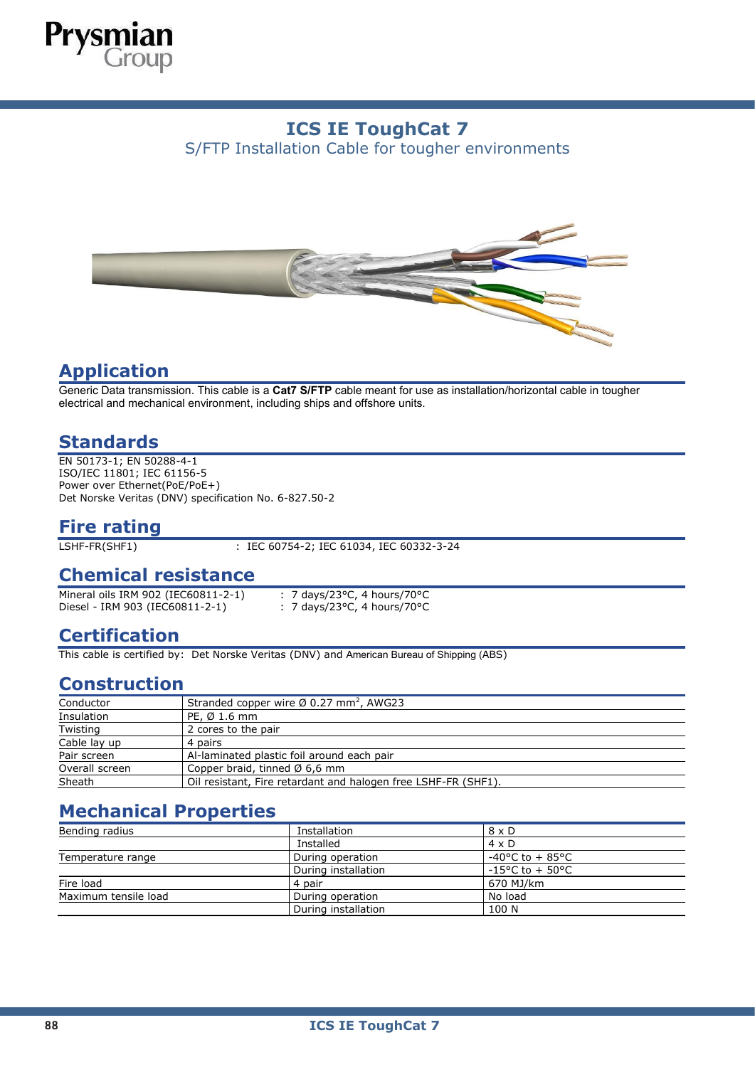# ICS IE ToughCat 7

S/FTP Installation Cable for tougher environments

## Application

Generic Data transmission. This cable is a **Cat7 S/FTP** cable meant for use as installation/horizontal cable in tougher electrical and mechanical environment, including ships and offshore units.

## Standards

EN 50173-1; EN 50288-4-1
ISO/IEC 11801; IEC 61156-5
Power over Ethernet(PoE/PoE+)
Det Norske Veritas (DNV) specification No. 6-827.50-2

## Fire rating

LSHF-FR(SHF1) : IEC 60754-2; IEC 61034, IEC 60332-3-24

## Chemical resistance

Mineral oils IRM 902 (IEC60811-2-1) : 7 days/23°C, 4 hours/70°C
Diesel - IRM 903 (IEC60811-2-1) : 7 days/23°C, 4 hours/70°C

## Certification

This cable is certified by: Det Norske Veritas (DNV) and American Bureau of Shipping (ABS)

## Construction

| | |
|---|---|
| Conductor | Stranded copper wire Ø 0.27 mm$^2$, AWG23 |
| Insulation | PE, Ø 1.6 mm |
| Twisting | 2 cores to the pair |
| Cable lay up | 4 pairs |
| Pair screen | Al-laminated plastic foil around each pair |
| Overall screen | Copper braid, tinned Ø 6,6 mm |
| Sheath | Oil resistant, Fire retardant and halogen free LSHF-FR (SHF1). |

## Mechanical Properties

| | | |
|---|---|---|
| Bending radius | Installation | 8 x D |
| | Installed | 4 x D |
| Temperature range | During operation | -40°C to + 85°C |
| | During installation | -15°C to + 50°C |
| Fire load | 4 pair | 670 MJ/km |
| Maximum tensile load | During operation | No load |
| | During installation | 100 N |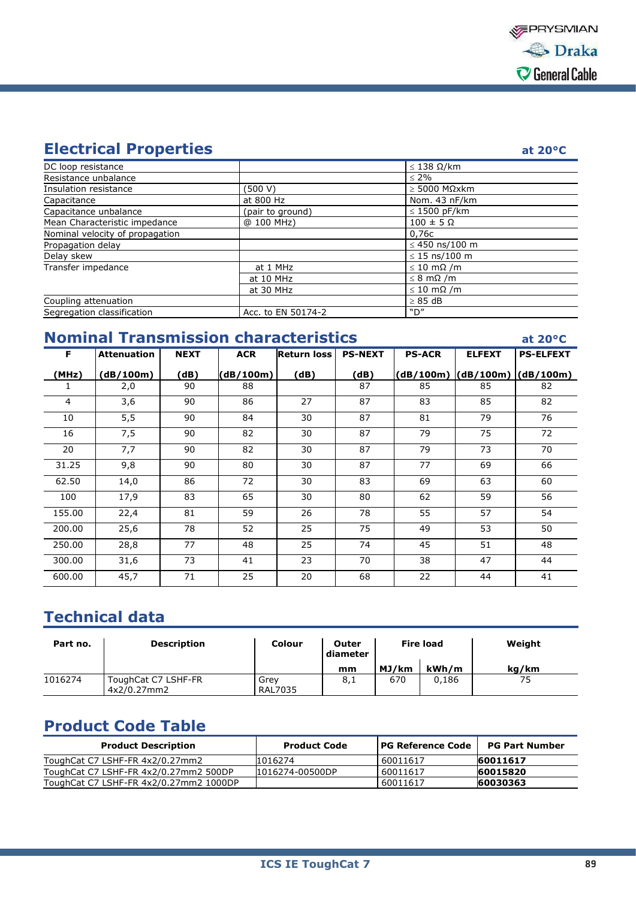## Electrical Properties

at 20°C

| | | |
|---|---|---|
| DC loop resistance | | ≤ 138 Ω/km |
| Resistance unbalance | | ≤ 2% |
| Insulation resistance | (500 V) | ≥ 5000 MΩxkm |
| Capacitance | at 800 Hz | Nom. 43 nF/km |
| Capacitance unbalance | (pair to ground) | ≤ 1500 pF/km |
| Mean Characteristic impedance | @ 100 MHz) | 100 ± 5 Ω |
| Nominal velocity of propagation | | 0,76c |
| Propagation delay | | ≤ 450 ns/100 m |
| Delay skew | | ≤ 15 ns/100 m |
| Transfer impedance | at 1 MHz | ≤ 10 mΩ /m |
| | at 10 MHz | ≤ 8 mΩ /m |
| | at 30 MHz | ≤ 10 mΩ /m |
| Coupling attenuation | | ≥ 85 dB |
| Segregation classification | Acc. to EN 50174-2 | "D" |

## Nominal Transmission characteristics

at 20°C

| F (MHz) | Attenuation (dB/100m) | NEXT (dB) | ACR (dB/100m) | Return loss (dB) | PS-NEXT (dB) | PS-ACR (dB/100m) | ELFEXT (dB/100m) | PS-ELFEXT (dB/100m) |
|---|---|---|---|---|---|---|---|---|
| 1 | 2,0 | 90 | 88 | | 87 | 85 | 85 | 82 |
| 4 | 3,6 | 90 | 86 | 27 | 87 | 83 | 85 | 82 |
| 10 | 5,5 | 90 | 84 | 30 | 87 | 81 | 79 | 76 |
| 16 | 7,5 | 90 | 82 | 30 | 87 | 79 | 75 | 72 |
| 20 | 7,7 | 90 | 82 | 30 | 87 | 79 | 73 | 70 |
| 31.25 | 9,8 | 90 | 80 | 30 | 87 | 77 | 69 | 66 |
| 62.50 | 14,0 | 86 | 72 | 30 | 83 | 69 | 63 | 60 |
| 100 | 17,9 | 83 | 65 | 30 | 80 | 62 | 59 | 56 |
| 155.00 | 22,4 | 81 | 59 | 26 | 78 | 55 | 57 | 54 |
| 200.00 | 25,6 | 78 | 52 | 25 | 75 | 49 | 53 | 50 |
| 250.00 | 28,8 | 77 | 48 | 25 | 74 | 45 | 51 | 48 |
| 300.00 | 31,6 | 73 | 41 | 23 | 70 | 38 | 47 | 44 |
| 600.00 | 45,7 | 71 | 25 | 20 | 68 | 22 | 44 | 41 |

## Technical data

| Part no. | Description | Colour | Outer diameter | Fire load | | Weight |
|---|---|---|---|---|---|---|
| | | | mm | MJ/km | kWh/m | kg/km |
| 1016274 | ToughCat C7 LSHF-FR 4x2/0.27mm2 | Grey RAL7035 | 8,1 | 670 | 0,186 | 75 |

## Product Code Table

| Product Description | Product Code | PG Reference Code | PG Part Number |
|---|---|---|---|
| ToughCat C7 LSHF-FR 4x2/0.27mm2 | 1016274 | 60011617 | **60011617** |
| ToughCat C7 LSHF-FR 4x2/0.27mm2 500DP | 1016274-00500DP | 60011617 | **60015820** |
| ToughCat C7 LSHF-FR 4x2/0.27mm2 1000DP | | 60011617 | **60030363** |